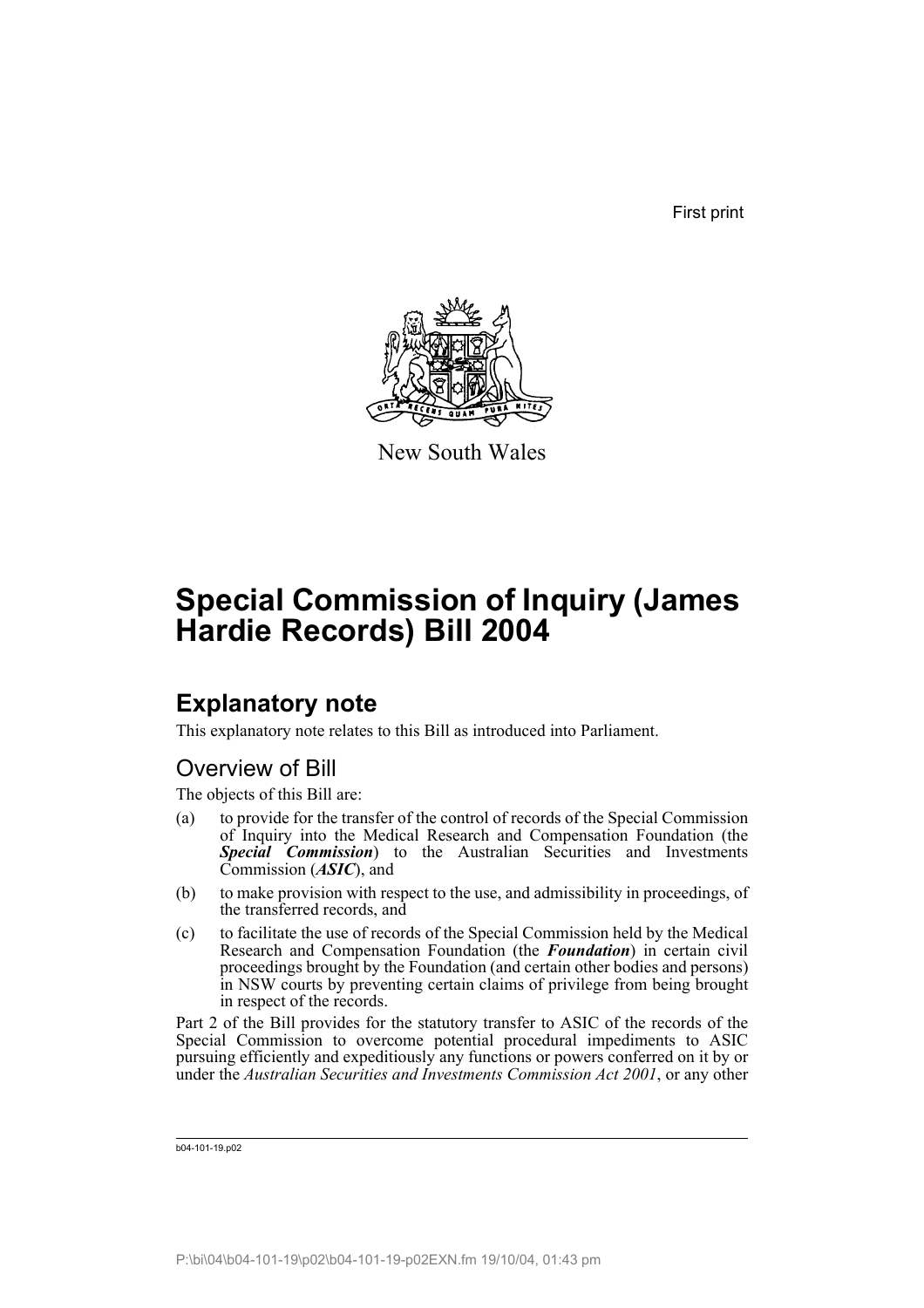First print

New South Wales

# Special Commission of Inquiry (James Hardie Records) Bill 2004

## Explanatory note

This explanatory note relates to this Bill as introduced into Parliament.

### Overview of Bill

The objects of this Bill are:

(a) to provide for the transfer of the control of records of the Special Commission of Inquiry into the Medical Research and Compensation Foundation (the ***Special Commission***) to the Australian Securities and Investments Commission (***ASIC***), and

(b) to make provision with respect to the use, and admissibility in proceedings, of the transferred records, and

(c) to facilitate the use of records of the Special Commission held by the Medical Research and Compensation Foundation (the ***Foundation***) in certain civil proceedings brought by the Foundation (and certain other bodies and persons) in NSW courts by preventing certain claims of privilege from being brought in respect of the records.

Part 2 of the Bill provides for the statutory transfer to ASIC of the records of the Special Commission to overcome potential procedural impediments to ASIC pursuing efficiently and expeditiously any functions or powers conferred on it by or under the *Australian Securities and Investments Commission Act 2001*, or any other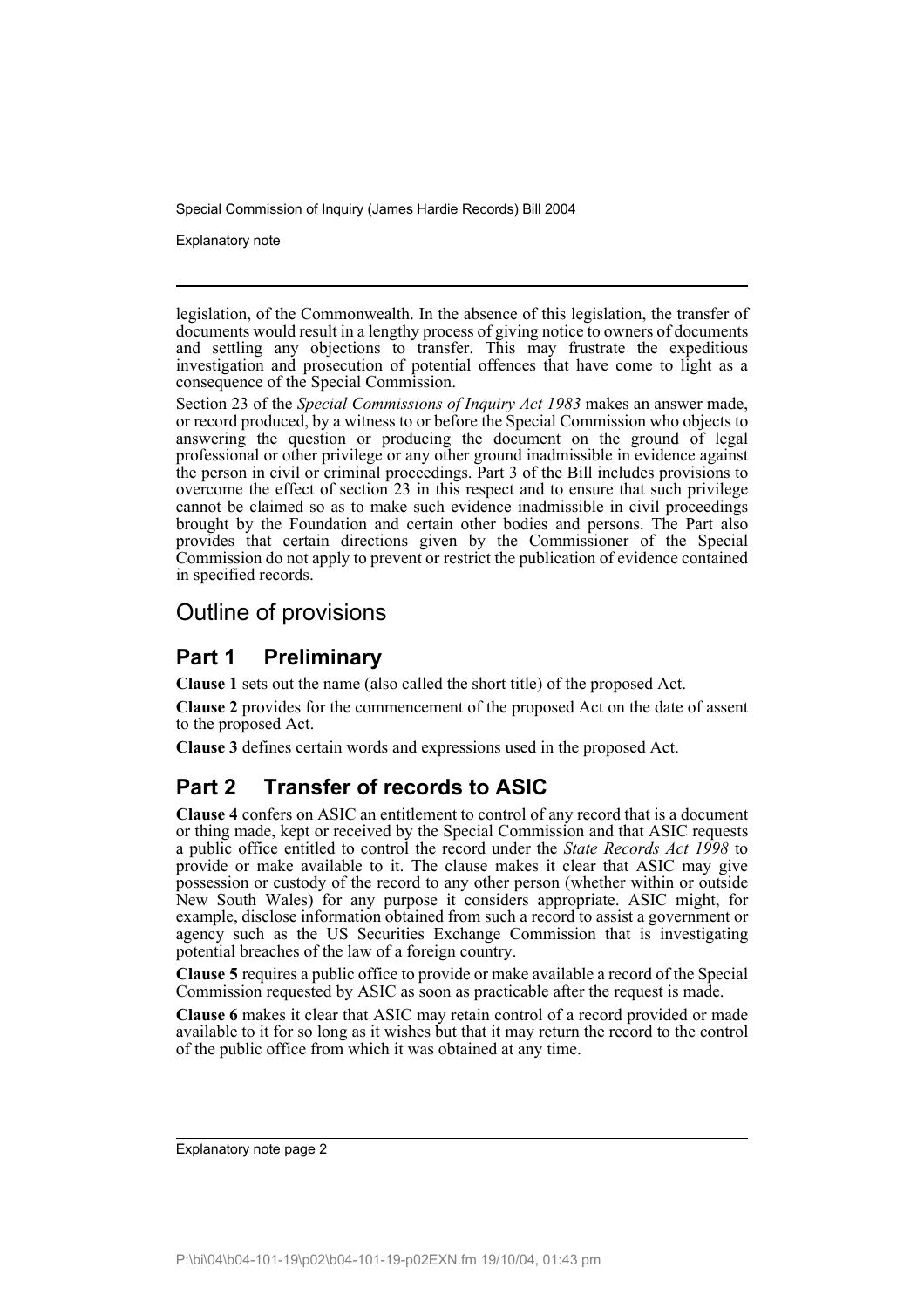legislation, of the Commonwealth. In the absence of this legislation, the transfer of documents would result in a lengthy process of giving notice to owners of documents and settling any objections to transfer. This may frustrate the expeditious investigation and prosecution of potential offences that have come to light as a consequence of the Special Commission.

Section 23 of the *Special Commissions of Inquiry Act 1983* makes an answer made, or record produced, by a witness to or before the Special Commission who objects to answering the question or producing the document on the ground of legal professional or other privilege or any other ground inadmissible in evidence against the person in civil or criminal proceedings. Part 3 of the Bill includes provisions to overcome the effect of section 23 in this respect and to ensure that such privilege cannot be claimed so as to make such evidence inadmissible in civil proceedings brought by the Foundation and certain other bodies and persons. The Part also provides that certain directions given by the Commissioner of the Special Commission do not apply to prevent or restrict the publication of evidence contained in specified records.

## Outline of provisions

## Part 1 Preliminary

**Clause 1** sets out the name (also called the short title) of the proposed Act.

**Clause 2** provides for the commencement of the proposed Act on the date of assent to the proposed Act.

**Clause 3** defines certain words and expressions used in the proposed Act.

## Part 2 Transfer of records to ASIC

**Clause 4** confers on ASIC an entitlement to control of any record that is a document or thing made, kept or received by the Special Commission and that ASIC requests a public office entitled to control the record under the *State Records Act 1998* to provide or make available to it. The clause makes it clear that ASIC may give possession or custody of the record to any other person (whether within or outside New South Wales) for any purpose it considers appropriate. ASIC might, for example, disclose information obtained from such a record to assist a government or agency such as the US Securities Exchange Commission that is investigating potential breaches of the law of a foreign country.

**Clause 5** requires a public office to provide or make available a record of the Special Commission requested by ASIC as soon as practicable after the request is made.

**Clause 6** makes it clear that ASIC may retain control of a record provided or made available to it for so long as it wishes but that it may return the record to the control of the public office from which it was obtained at any time.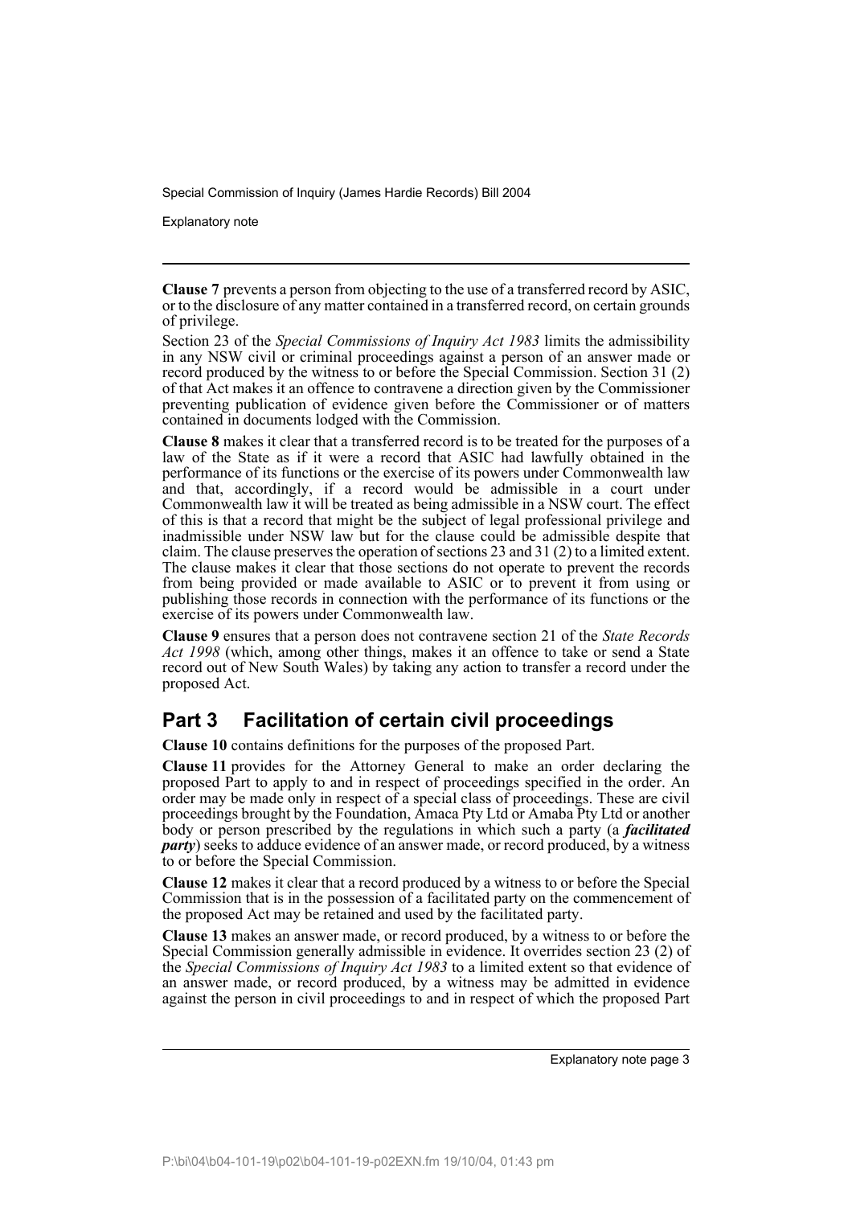**Clause 7** prevents a person from objecting to the use of a transferred record by ASIC, or to the disclosure of any matter contained in a transferred record, on certain grounds of privilege.

Section 23 of the *Special Commissions of Inquiry Act 1983* limits the admissibility in any NSW civil or criminal proceedings against a person of an answer made or record produced by the witness to or before the Special Commission. Section 31 (2) of that Act makes it an offence to contravene a direction given by the Commissioner preventing publication of evidence given before the Commissioner or of matters contained in documents lodged with the Commission.

**Clause 8** makes it clear that a transferred record is to be treated for the purposes of a law of the State as if it were a record that ASIC had lawfully obtained in the performance of its functions or the exercise of its powers under Commonwealth law and that, accordingly, if a record would be admissible in a court under Commonwealth law it will be treated as being admissible in a NSW court. The effect of this is that a record that might be the subject of legal professional privilege and inadmissible under NSW law but for the clause could be admissible despite that claim. The clause preserves the operation of sections 23 and 31 (2) to a limited extent. The clause makes it clear that those sections do not operate to prevent the records from being provided or made available to ASIC or to prevent it from using or publishing those records in connection with the performance of its functions or the exercise of its powers under Commonwealth law.

**Clause 9** ensures that a person does not contravene section 21 of the *State Records Act 1998* (which, among other things, makes it an offence to take or send a State record out of New South Wales) by taking any action to transfer a record under the proposed Act.

## Part 3 Facilitation of certain civil proceedings

**Clause 10** contains definitions for the purposes of the proposed Part.

**Clause 11** provides for the Attorney General to make an order declaring the proposed Part to apply to and in respect of proceedings specified in the order. An order may be made only in respect of a special class of proceedings. These are civil proceedings brought by the Foundation, Amaca Pty Ltd or Amaba Pty Ltd or another body or person prescribed by the regulations in which such a party (a ***facilitated party***) seeks to adduce evidence of an answer made, or record produced, by a witness to or before the Special Commission.

**Clause 12** makes it clear that a record produced by a witness to or before the Special Commission that is in the possession of a facilitated party on the commencement of the proposed Act may be retained and used by the facilitated party.

**Clause 13** makes an answer made, or record produced, by a witness to or before the Special Commission generally admissible in evidence. It overrides section 23 (2) of the *Special Commissions of Inquiry Act 1983* to a limited extent so that evidence of an answer made, or record produced, by a witness may be admitted in evidence against the person in civil proceedings to and in respect of which the proposed Part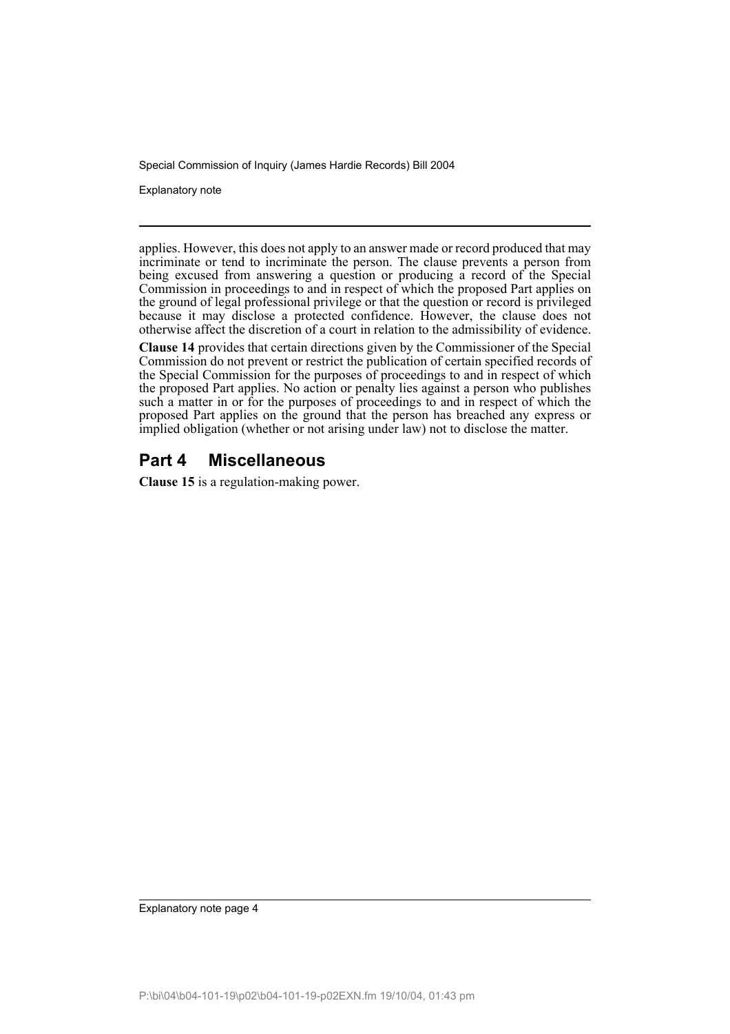applies. However, this does not apply to an answer made or record produced that may incriminate or tend to incriminate the person. The clause prevents a person from being excused from answering a question or producing a record of the Special Commission in proceedings to and in respect of which the proposed Part applies on the ground of legal professional privilege or that the question or record is privileged because it may disclose a protected confidence. However, the clause does not otherwise affect the discretion of a court in relation to the admissibility of evidence.

**Clause 14** provides that certain directions given by the Commissioner of the Special Commission do not prevent or restrict the publication of certain specified records of the Special Commission for the purposes of proceedings to and in respect of which the proposed Part applies. No action or penalty lies against a person who publishes such a matter in or for the purposes of proceedings to and in respect of which the proposed Part applies on the ground that the person has breached any express or implied obligation (whether or not arising under law) not to disclose the matter.

## Part 4 Miscellaneous

**Clause 15** is a regulation-making power.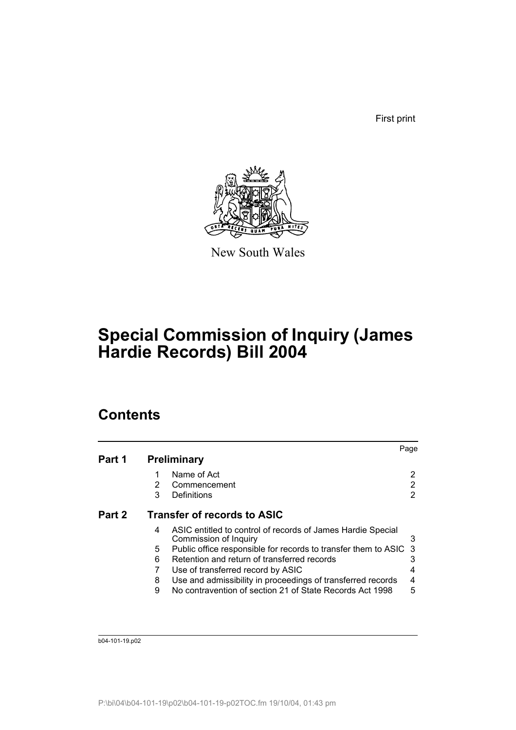First print

New South Wales

# Special Commission of Inquiry (James Hardie Records) Bill 2004

## Contents

| | | | Page |
|---|---|---|---|
| **Part 1** | **Preliminary** | | |
| | 1 | Name of Act | 2 |
| | 2 | Commencement | 2 |
| | 3 | Definitions | 2 |
| **Part 2** | **Transfer of records to ASIC** | | |
| | 4 | ASIC entitled to control of records of James Hardie Special Commission of Inquiry | 3 |
| | 5 | Public office responsible for records to transfer them to ASIC | 3 |
| | 6 | Retention and return of transferred records | 3 |
| | 7 | Use of transferred record by ASIC | 4 |
| | 8 | Use and admissibility in proceedings of transferred records | 4 |
| | 9 | No contravention of section 21 of State Records Act 1998 | 5 |

b04-101-19.p02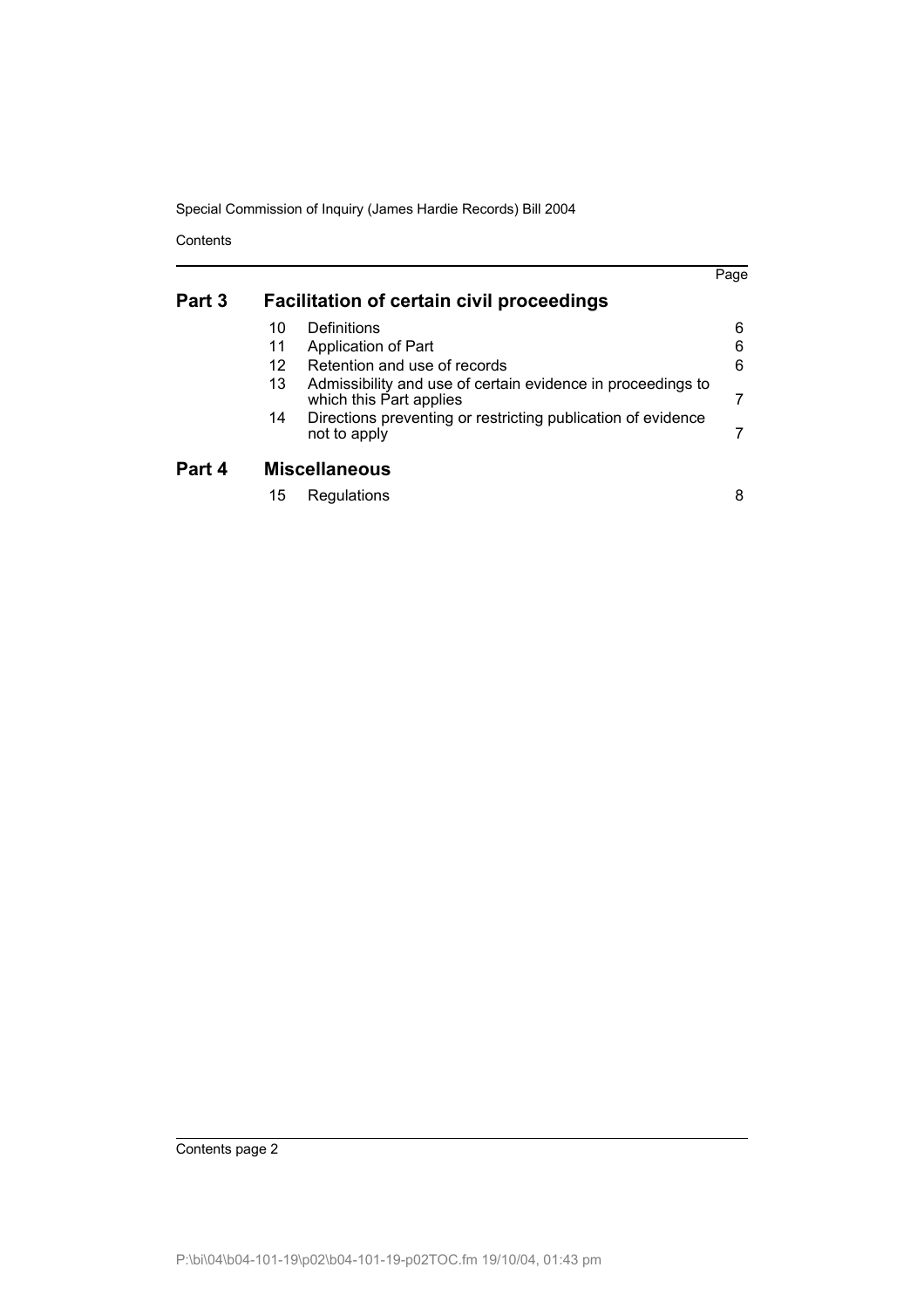| | | | Page |
|---|---|---|---|
| **Part 3** | **Facilitation of certain civil proceedings** | | |
| | 10 | Definitions | 6 |
| | 11 | Application of Part | 6 |
| | 12 | Retention and use of records | 6 |
| | 13 | Admissibility and use of certain evidence in proceedings to which this Part applies | 7 |
| | 14 | Directions preventing or restricting publication of evidence not to apply | 7 |
| **Part 4** | **Miscellaneous** | | |
| | 15 | Regulations | 8 |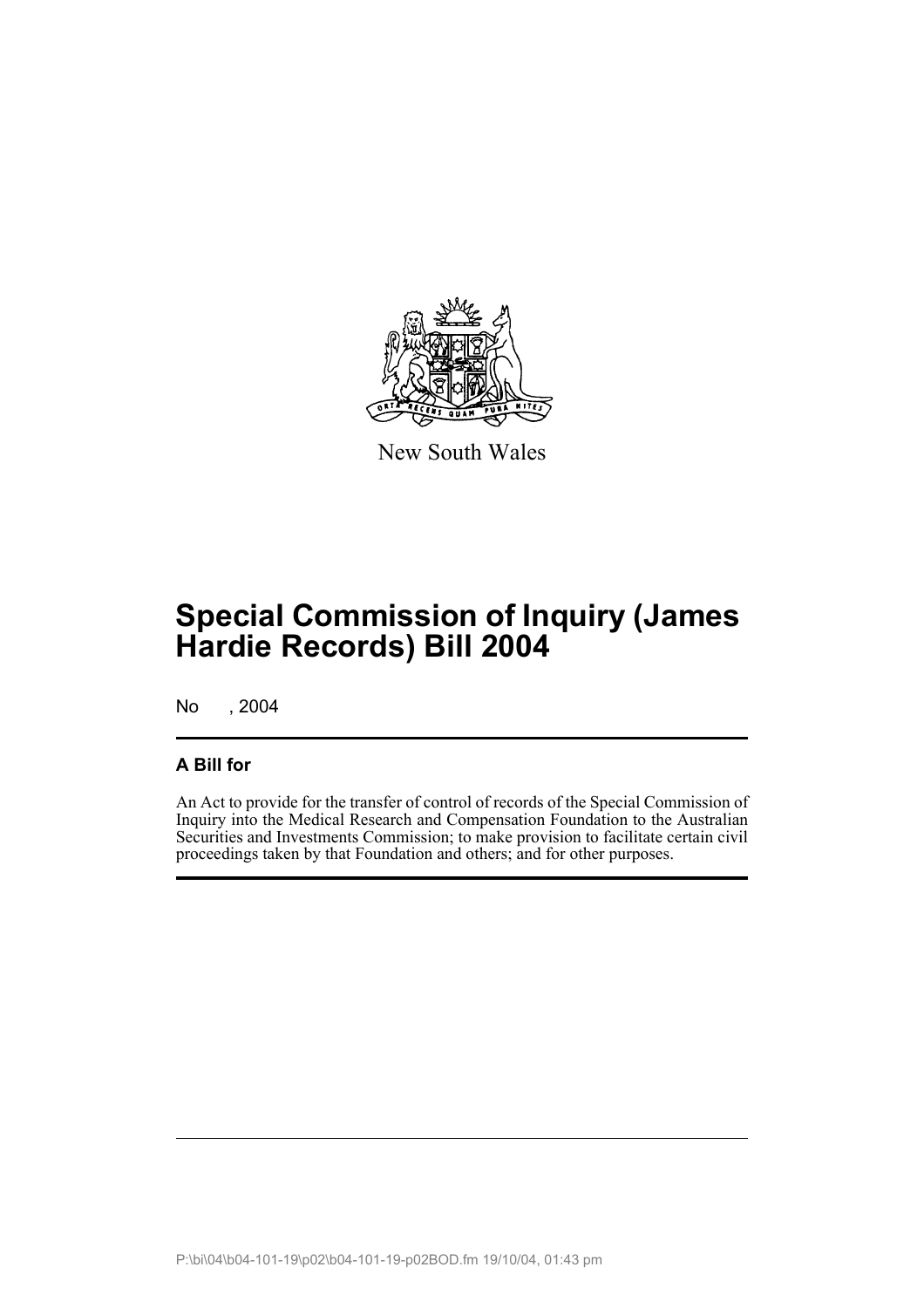New South Wales

# Special Commission of Inquiry (James Hardie Records) Bill 2004

No , 2004

## A Bill for

An Act to provide for the transfer of control of records of the Special Commission of Inquiry into the Medical Research and Compensation Foundation to the Australian Securities and Investments Commission; to make provision to facilitate certain civil proceedings taken by that Foundation and others; and for other purposes.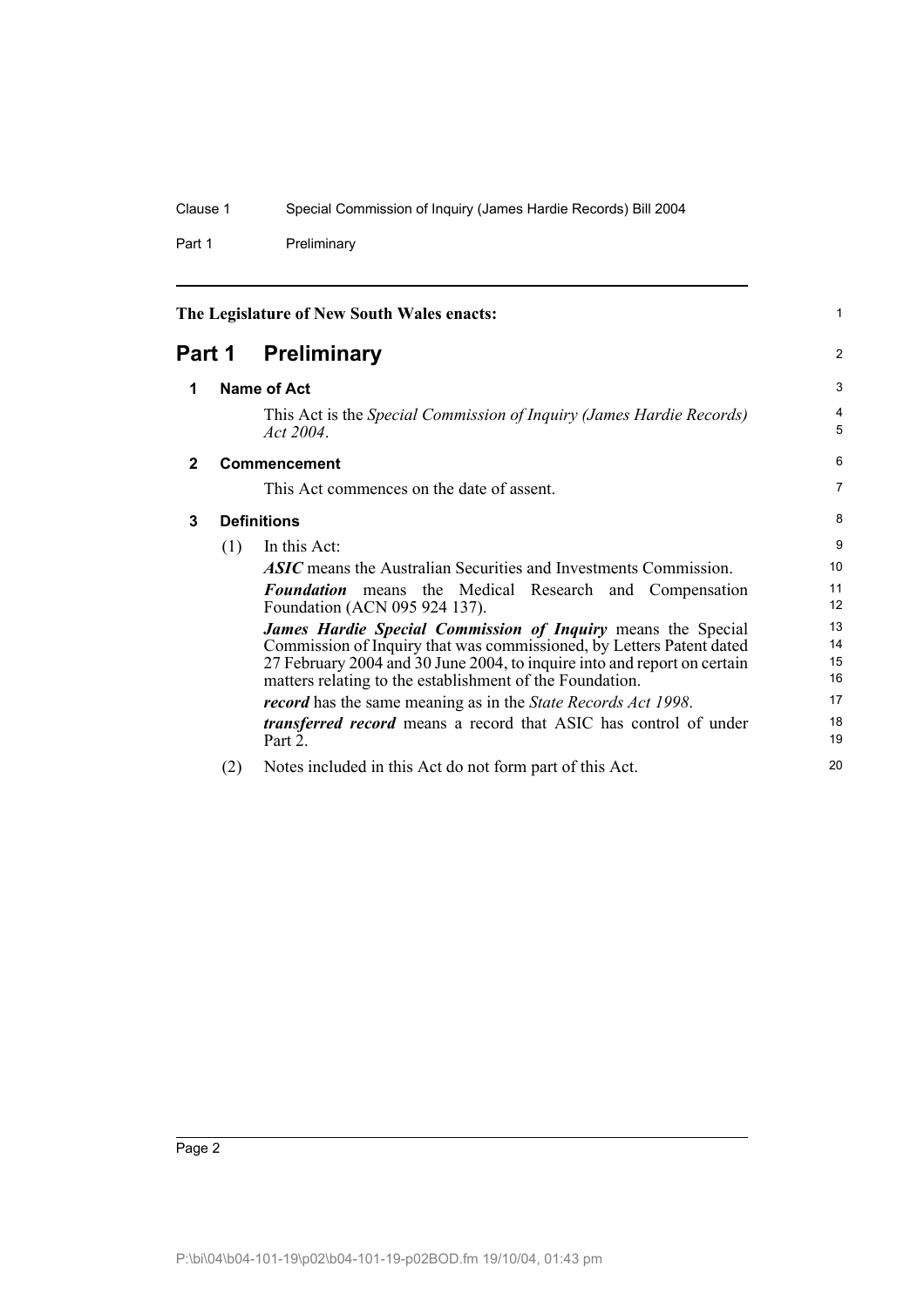The Legislature of New South Wales enacts:

# Part 1 Preliminary

## 1 Name of Act

This Act is the *Special Commission of Inquiry (James Hardie Records) Act 2004*.

## 2 Commencement

This Act commences on the date of assent.

## 3 Definitions

(1) In this Act:

***ASIC*** means the Australian Securities and Investments Commission.

***Foundation*** means the Medical Research and Compensation Foundation (ACN 095 924 137).

***James Hardie Special Commission of Inquiry*** means the Special Commission of Inquiry that was commissioned, by Letters Patent dated 27 February 2004 and 30 June 2004, to inquire into and report on certain matters relating to the establishment of the Foundation.

***record*** has the same meaning as in the *State Records Act 1998*.

***transferred record*** means a record that ASIC has control of under Part 2.

(2) Notes included in this Act do not form part of this Act.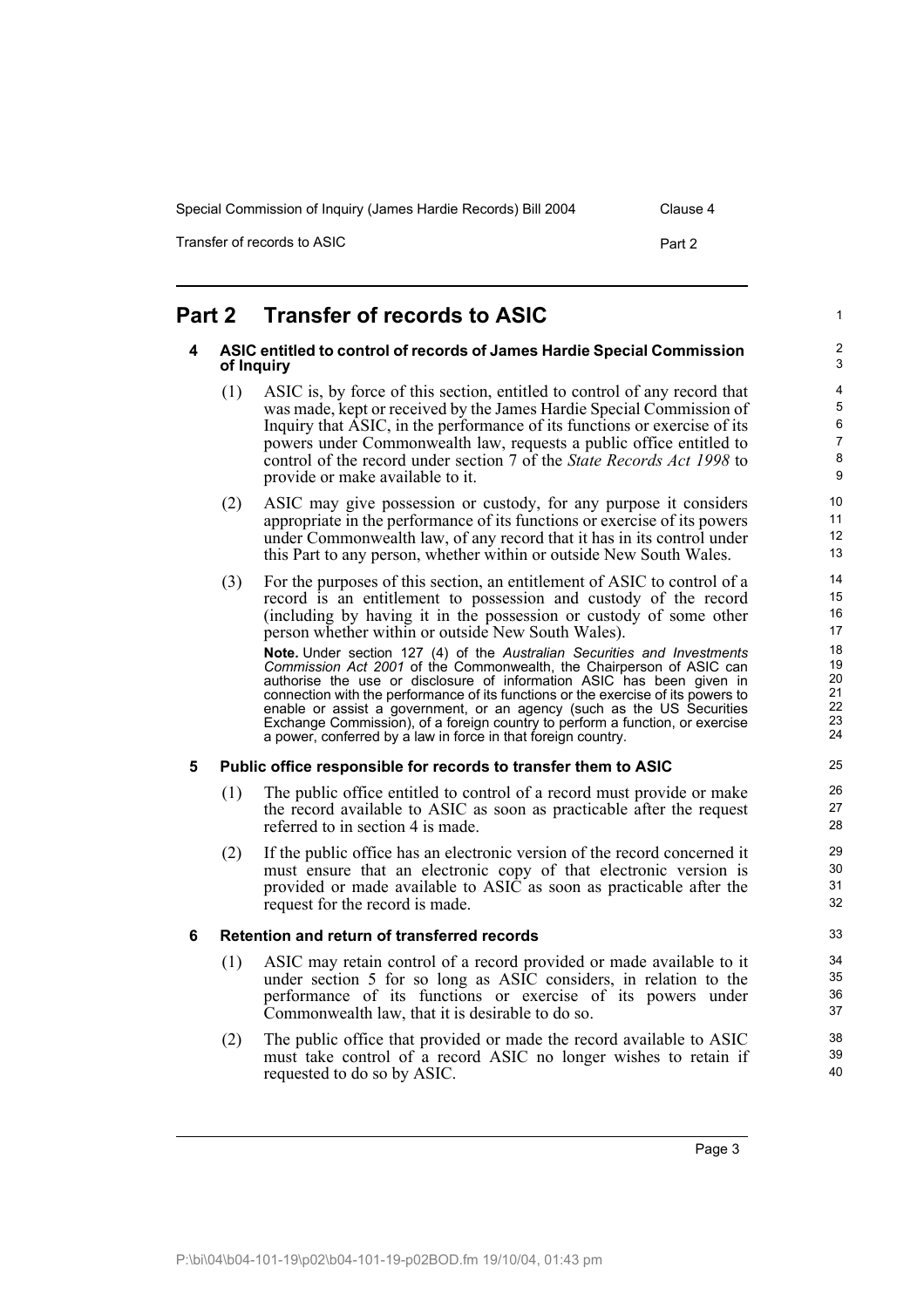# Part 2 Transfer of records to ASIC

### 4 ASIC entitled to control of records of James Hardie Special Commission of Inquiry

(1) ASIC is, by force of this section, entitled to control of any record that was made, kept or received by the James Hardie Special Commission of Inquiry that ASIC, in the performance of its functions or exercise of its powers under Commonwealth law, requests a public office entitled to control of the record under section 7 of the *State Records Act 1998* to provide or make available to it.

(2) ASIC may give possession or custody, for any purpose it considers appropriate in the performance of its functions or exercise of its powers under Commonwealth law, of any record that it has in its control under this Part to any person, whether within or outside New South Wales.

(3) For the purposes of this section, an entitlement of ASIC to control of a record is an entitlement to possession and custody of the record (including by having it in the possession or custody of some other person whether within or outside New South Wales).

**Note.** Under section 127 (4) of the *Australian Securities and Investments Commission Act 2001* of the Commonwealth, the Chairperson of ASIC can authorise the use or disclosure of information ASIC has been given in connection with the performance of its functions or the exercise of its powers to enable or assist a government, or an agency (such as the US Securities Exchange Commission), of a foreign country to perform a function, or exercise a power, conferred by a law in force in that foreign country.

### 5 Public office responsible for records to transfer them to ASIC

(1) The public office entitled to control of a record must provide or make the record available to ASIC as soon as practicable after the request referred to in section 4 is made.

(2) If the public office has an electronic version of the record concerned it must ensure that an electronic copy of that electronic version is provided or made available to ASIC as soon as practicable after the request for the record is made.

### 6 Retention and return of transferred records

(1) ASIC may retain control of a record provided or made available to it under section 5 for so long as ASIC considers, in relation to the performance of its functions or exercise of its powers under Commonwealth law, that it is desirable to do so.

(2) The public office that provided or made the record available to ASIC must take control of a record ASIC no longer wishes to retain if requested to do so by ASIC.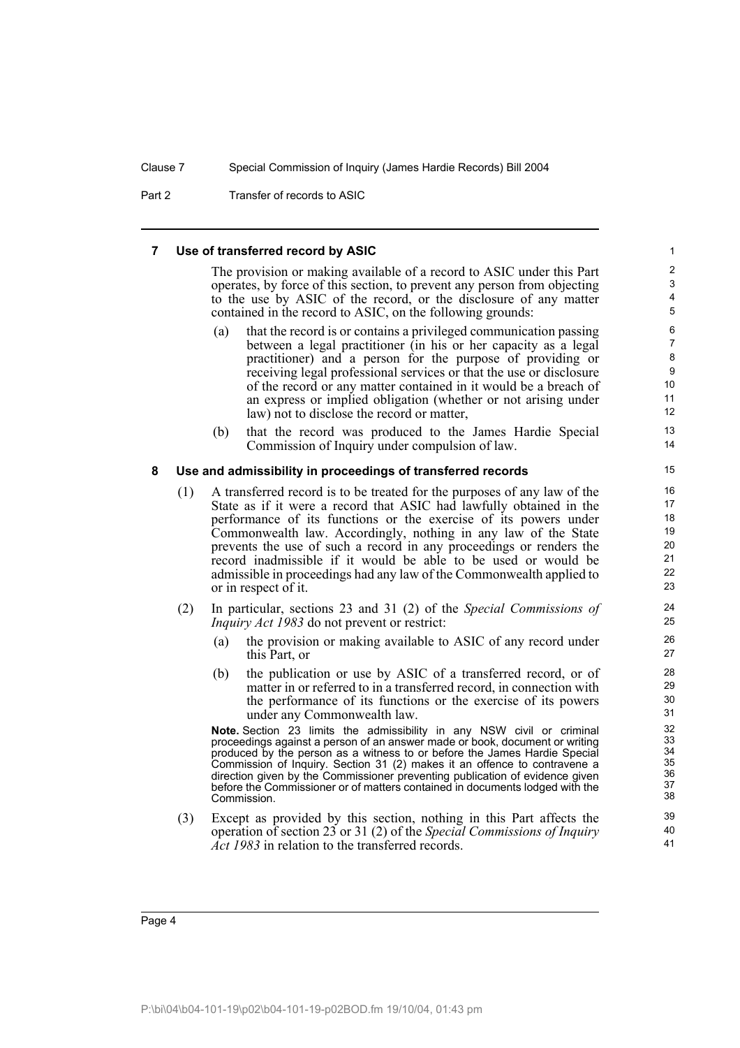## 7 Use of transferred record by ASIC

The provision or making available of a record to ASIC under this Part operates, by force of this section, to prevent any person from objecting to the use by ASIC of the record, or the disclosure of any matter contained in the record to ASIC, on the following grounds:

(a) that the record is or contains a privileged communication passing between a legal practitioner (in his or her capacity as a legal practitioner) and a person for the purpose of providing or receiving legal professional services or that the use or disclosure of the record or any matter contained in it would be a breach of an express or implied obligation (whether or not arising under law) not to disclose the record or matter,

(b) that the record was produced to the James Hardie Special Commission of Inquiry under compulsion of law.

## 8 Use and admissibility in proceedings of transferred records

(1) A transferred record is to be treated for the purposes of any law of the State as if it were a record that ASIC had lawfully obtained in the performance of its functions or the exercise of its powers under Commonwealth law. Accordingly, nothing in any law of the State prevents the use of such a record in any proceedings or renders the record inadmissible if it would be able to be used or would be admissible in proceedings had any law of the Commonwealth applied to or in respect of it.

(2) In particular, sections 23 and 31 (2) of the *Special Commissions of Inquiry Act 1983* do not prevent or restrict:

(a) the provision or making available to ASIC of any record under this Part, or

(b) the publication or use by ASIC of a transferred record, or of matter in or referred to in a transferred record, in connection with the performance of its functions or the exercise of its powers under any Commonwealth law.

**Note.** Section 23 limits the admissibility in any NSW civil or criminal proceedings against a person of an answer made or book, document or writing produced by the person as a witness to or before the James Hardie Special Commission of Inquiry. Section 31 (2) makes it an offence to contravene a direction given by the Commissioner preventing publication of evidence given before the Commissioner or of matters contained in documents lodged with the Commission.

(3) Except as provided by this section, nothing in this Part affects the operation of section 23 or 31 (2) of the *Special Commissions of Inquiry Act 1983* in relation to the transferred records.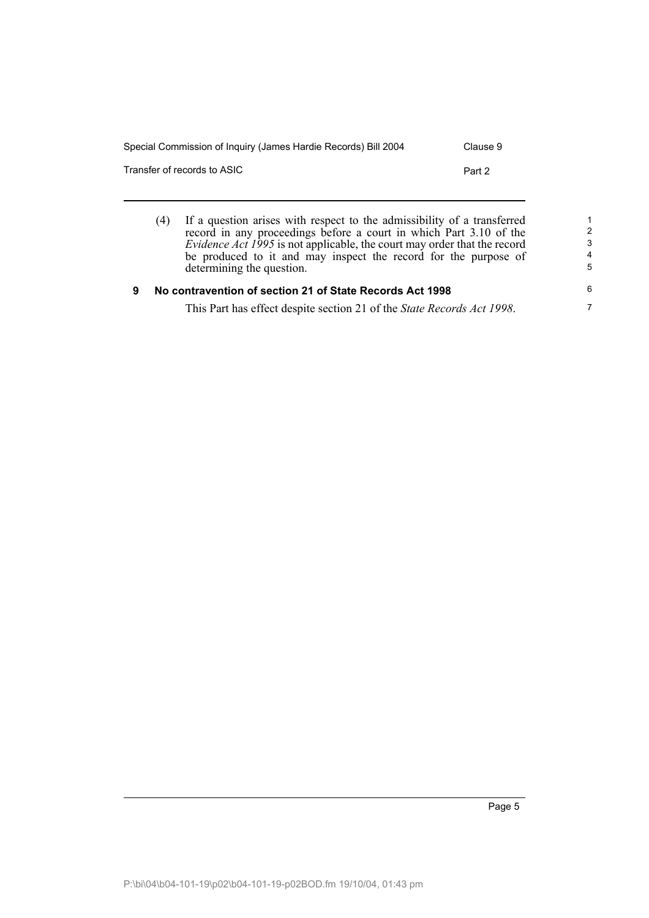(4) If a question arises with respect to the admissibility of a transferred record in any proceedings before a court in which Part 3.10 of the *Evidence Act 1995* is not applicable, the court may order that the record be produced to it and may inspect the record for the purpose of determining the question.

**9 No contravention of section 21 of State Records Act 1998**

This Part has effect despite section 21 of the *State Records Act 1998*.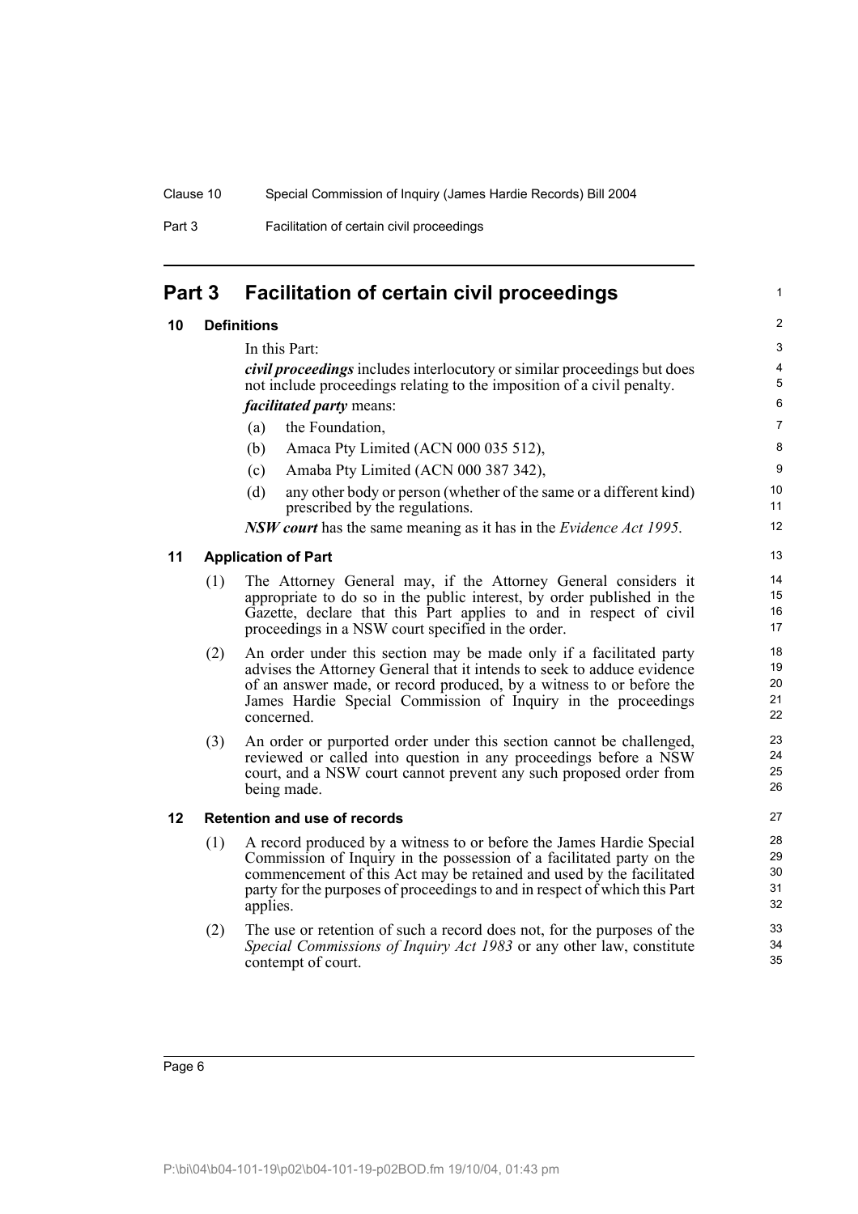# Part 3 Facilitation of certain civil proceedings

## 10 Definitions

In this Part:

***civil proceedings*** includes interlocutory or similar proceedings but does not include proceedings relating to the imposition of a civil penalty.

***facilitated party*** means:

(a) the Foundation,

(b) Amaca Pty Limited (ACN 000 035 512),

(c) Amaba Pty Limited (ACN 000 387 342),

(d) any other body or person (whether of the same or a different kind) prescribed by the regulations.

***NSW court*** has the same meaning as it has in the *Evidence Act 1995*.

## 11 Application of Part

(1) The Attorney General may, if the Attorney General considers it appropriate to do so in the public interest, by order published in the Gazette, declare that this Part applies to and in respect of civil proceedings in a NSW court specified in the order.

(2) An order under this section may be made only if a facilitated party advises the Attorney General that it intends to seek to adduce evidence of an answer made, or record produced, by a witness to or before the James Hardie Special Commission of Inquiry in the proceedings concerned.

(3) An order or purported order under this section cannot be challenged, reviewed or called into question in any proceedings before a NSW court, and a NSW court cannot prevent any such proposed order from being made.

## 12 Retention and use of records

(1) A record produced by a witness to or before the James Hardie Special Commission of Inquiry in the possession of a facilitated party on the commencement of this Act may be retained and used by the facilitated party for the purposes of proceedings to and in respect of which this Part applies.

(2) The use or retention of such a record does not, for the purposes of the *Special Commissions of Inquiry Act 1983* or any other law, constitute contempt of court.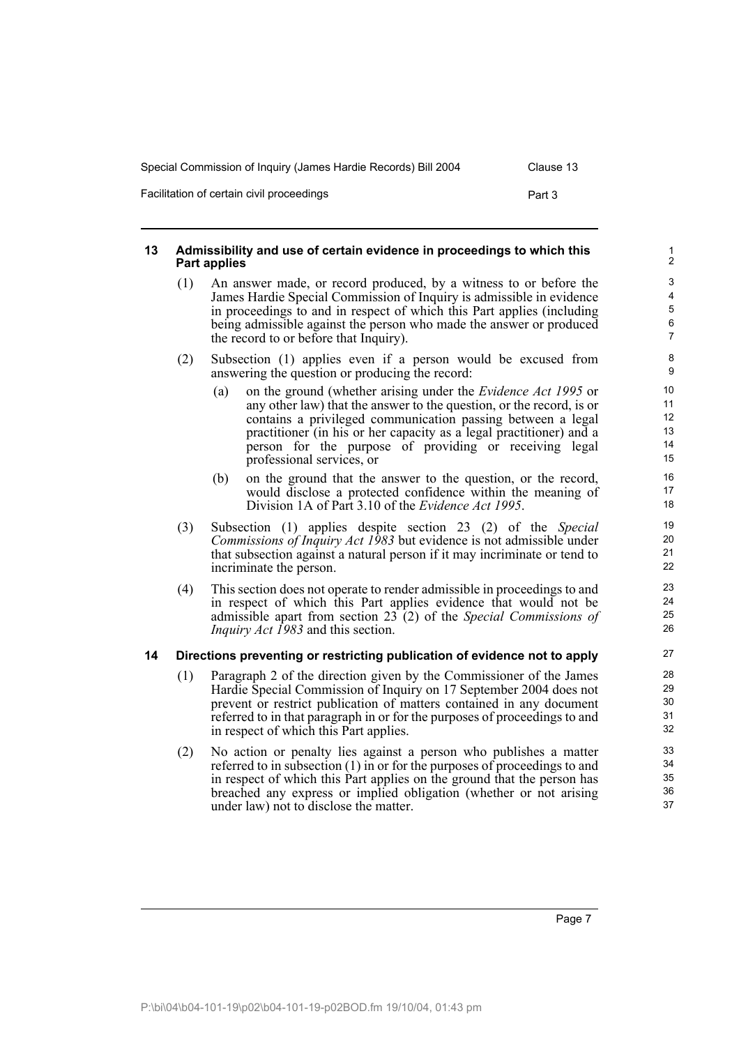### 13 Admissibility and use of certain evidence in proceedings to which this Part applies

(1) An answer made, or record produced, by a witness to or before the James Hardie Special Commission of Inquiry is admissible in evidence in proceedings to and in respect of which this Part applies (including being admissible against the person who made the answer or produced the record to or before that Inquiry).

(2) Subsection (1) applies even if a person would be excused from answering the question or producing the record:

- (a) on the ground (whether arising under the *Evidence Act 1995* or any other law) that the answer to the question, or the record, is or contains a privileged communication passing between a legal practitioner (in his or her capacity as a legal practitioner) and a person for the purpose of providing or receiving legal professional services, or
- (b) on the ground that the answer to the question, or the record, would disclose a protected confidence within the meaning of Division 1A of Part 3.10 of the *Evidence Act 1995*.

(3) Subsection (1) applies despite section 23 (2) of the *Special Commissions of Inquiry Act 1983* but evidence is not admissible under that subsection against a natural person if it may incriminate or tend to incriminate the person.

(4) This section does not operate to render admissible in proceedings to and in respect of which this Part applies evidence that would not be admissible apart from section 23 (2) of the *Special Commissions of Inquiry Act 1983* and this section.

### 14 Directions preventing or restricting publication of evidence not to apply

(1) Paragraph 2 of the direction given by the Commissioner of the James Hardie Special Commission of Inquiry on 17 September 2004 does not prevent or restrict publication of matters contained in any document referred to in that paragraph in or for the purposes of proceedings to and in respect of which this Part applies.

(2) No action or penalty lies against a person who publishes a matter referred to in subsection (1) in or for the purposes of proceedings to and in respect of which this Part applies on the ground that the person has breached any express or implied obligation (whether or not arising under law) not to disclose the matter.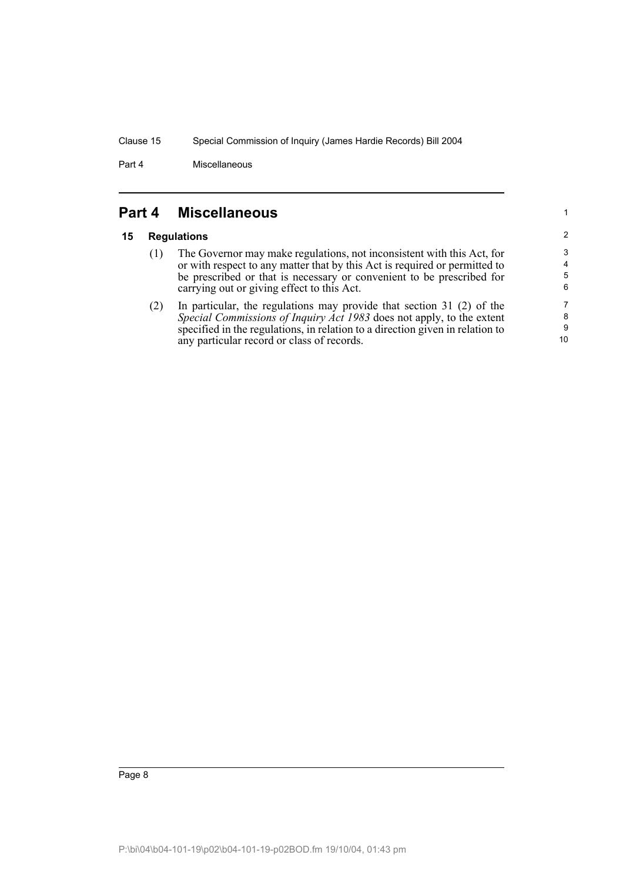# Part 4 Miscellaneous

## 15 Regulations

(1) The Governor may make regulations, not inconsistent with this Act, for or with respect to any matter that by this Act is required or permitted to be prescribed or that is necessary or convenient to be prescribed for carrying out or giving effect to this Act.

(2) In particular, the regulations may provide that section 31 (2) of the *Special Commissions of Inquiry Act 1983* does not apply, to the extent specified in the regulations, in relation to a direction given in relation to any particular record or class of records.